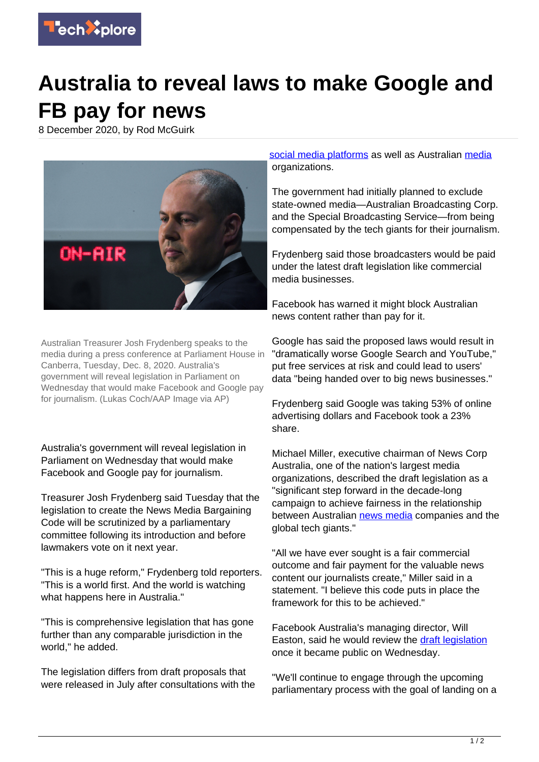# Australia to reveal laws to make Google and FB pay for news

8 December 2020, by Rod McGuirk

Australian Treasurer Josh Frydenberg speaks to the media during a press conference at Parliament House in Canberra, Tuesday, Dec. 8, 2020. Australia's government will reveal legislation in Parliament on Wednesday that would make Facebook and Google pay for journalism. (Lukas Coch/AAP Image via AP)

Australia's government will reveal legislation in Parliament on Wednesday that would make Facebook and Google pay for journalism.

Treasurer Josh Frydenberg said Tuesday that the legislation to create the News Media Bargaining Code will be scrutinized by a parliamentary committee following its introduction and before lawmakers vote on it next year.

"This is a huge reform," Frydenberg told reporters. "This is a world first. And the world is watching what happens here in Australia."

"This is comprehensive legislation that has gone further than any comparable jurisdiction in the world," he added.

The legislation differs from draft proposals that were released in July after consultations with the social media platforms as well as Australian media organizations.

The government had initially planned to exclude state-owned media—Australian Broadcasting Corp. and the Special Broadcasting Service—from being compensated by the tech giants for their journalism.

Frydenberg said those broadcasters would be paid under the latest draft legislation like commercial media businesses.

Facebook has warned it might block Australian news content rather than pay for it.

Google has said the proposed laws would result in "dramatically worse Google Search and YouTube," put free services at risk and could lead to users' data "being handed over to big news businesses."

Frydenberg said Google was taking 53% of online advertising dollars and Facebook took a 23% share.

Michael Miller, executive chairman of News Corp Australia, one of the nation's largest media organizations, described the draft legislation as a "significant step forward in the decade-long campaign to achieve fairness in the relationship between Australian news media companies and the global tech giants."

"All we have ever sought is a fair commercial outcome and fair payment for the valuable news content our journalists create," Miller said in a statement. "I believe this code puts in place the framework for this to be achieved."

Facebook Australia's managing director, Will Easton, said he would review the draft legislation once it became public on Wednesday.

"We'll continue to engage through the upcoming parliamentary process with the goal of landing on a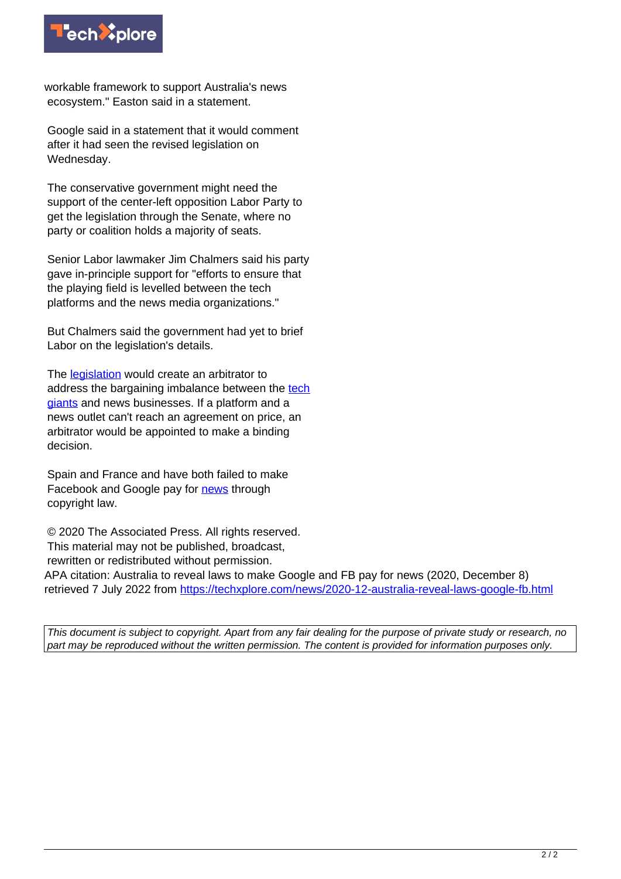workable framework to support Australia's news ecosystem." Easton said in a statement.

Google said in a statement that it would comment after it had seen the revised legislation on Wednesday.

The conservative government might need the support of the center-left opposition Labor Party to get the legislation through the Senate, where no party or coalition holds a majority of seats.

Senior Labor lawmaker Jim Chalmers said his party gave in-principle support for "efforts to ensure that the playing field is levelled between the tech platforms and the news media organizations."

But Chalmers said the government had yet to brief Labor on the legislation's details.

The legislation would create an arbitrator to address the bargaining imbalance between the tech giants and news businesses. If a platform and a news outlet can't reach an agreement on price, an arbitrator would be appointed to make a binding decision.

Spain and France and have both failed to make Facebook and Google pay for news through copyright law.

© 2020 The Associated Press. All rights reserved. This material may not be published, broadcast, rewritten or redistributed without permission.

APA citation: Australia to reveal laws to make Google and FB pay for news (2020, December 8) retrieved 7 July 2022 from https://techxplore.com/news/2020-12-australia-reveal-laws-google-fb.html

*This document is subject to copyright. Apart from any fair dealing for the purpose of private study or research, no part may be reproduced without the written permission. The content is provided for information purposes only.*